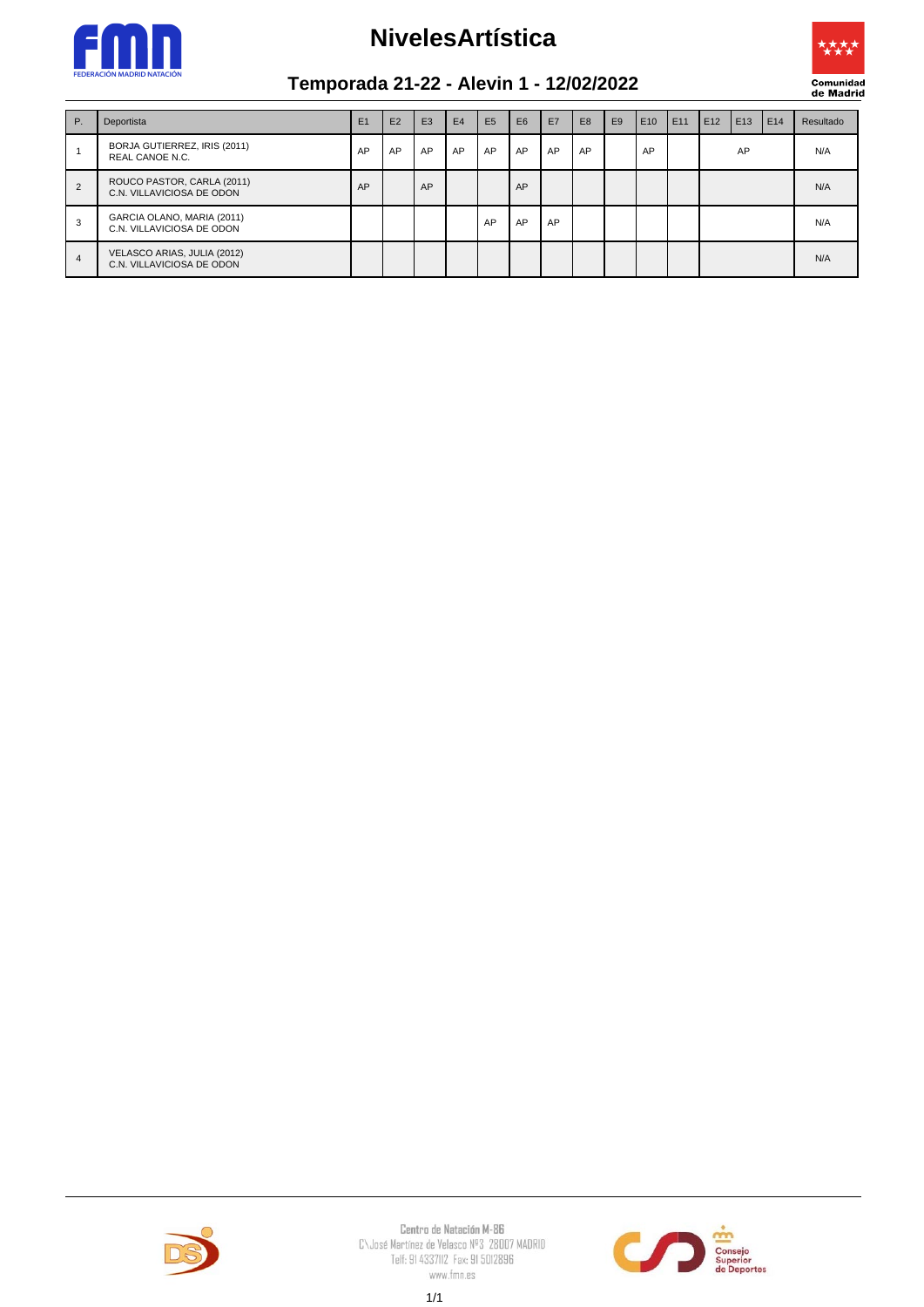# NivelesArtística

## Temporada 21-22 - Alevin 1 - 12/02/2022

| P. | Deportista | E1 | E2 | E3 | E4 | E5 | E6 | E7 | E8 | E9 | E10 | E11 | E12 | E13 | E14 | Resultado |
|---|---|---|---|---|---|---|---|---|---|---|---|---|---|---|---|---|
| 1 | BORJA GUTIERREZ, IRIS (2011)<br>REAL CANOE N.C. | AP | AP | AP | AP | AP | AP | AP | AP | | AP | | | AP | | N/A |
| 2 | ROUCO PASTOR, CARLA (2011)<br>C.N. VILLAVICIOSA DE ODON | AP | | AP | | | AP | | | | | | | | | N/A |
| 3 | GARCIA OLANO, MARIA (2011)<br>C.N. VILLAVICIOSA DE ODON | | | | | AP | AP | AP | | | | | | | | N/A |
| 4 | VELASCO ARIAS, JULIA (2012)<br>C.N. VILLAVICIOSA DE ODON | | | | | | | | | | | | | | | N/A |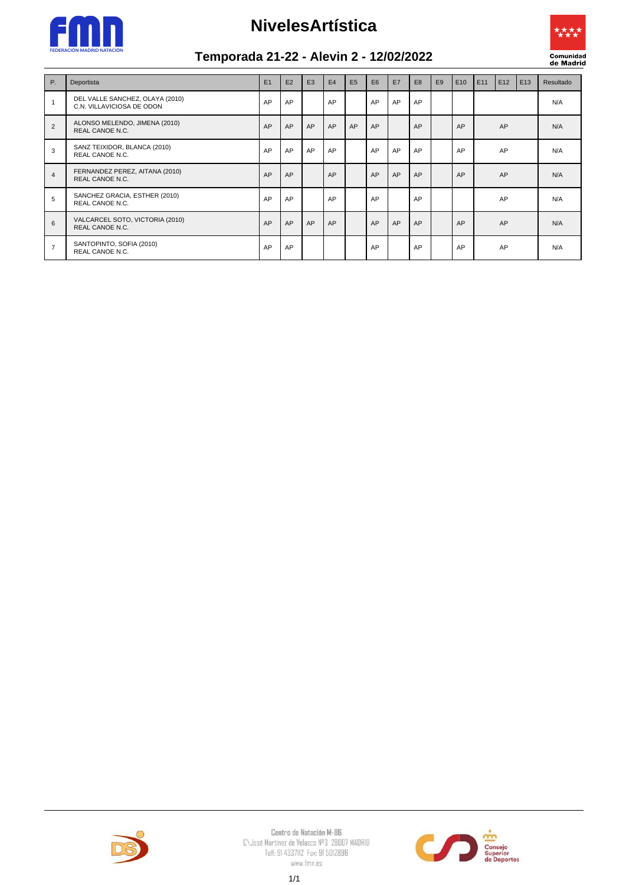# NivelesArtística

## Temporada 21-22 - Alevin 2 - 12/02/2022

| P. | Deportista | E1 | E2 | E3 | E4 | E5 | E6 | E7 | E8 | E9 | E10 | E11 | E12 | E13 | Resultado |
|---|---|---|---|---|---|---|---|---|---|---|---|---|---|---|---|
| 1 | DEL VALLE SANCHEZ, OLAYA (2010)<br>C.N. VILLAVICIOSA DE ODON | AP | AP | | AP | | AP | AP | AP | | | | | | N/A |
| 2 | ALONSO MELENDO, JIMENA (2010)<br>REAL CANOE N.C. | AP | AP | AP | AP | AP | AP | | AP | | AP | | AP | | N/A |
| 3 | SANZ TEIXIDOR, BLANCA (2010)<br>REAL CANOE N.C. | AP | AP | AP | AP | | AP | AP | AP | | AP | | AP | | N/A |
| 4 | FERNANDEZ PEREZ, AITANA (2010)<br>REAL CANOE N.C. | AP | AP | | AP | | AP | AP | AP | | AP | | AP | | N/A |
| 5 | SANCHEZ GRACIA, ESTHER (2010)<br>REAL CANOE N.C. | AP | AP | | AP | | AP | | AP | | | | AP | | N/A |
| 6 | VALCARCEL SOTO, VICTORIA (2010)<br>REAL CANOE N.C. | AP | AP | AP | AP | | AP | AP | AP | | AP | | AP | | N/A |
| 7 | SANTOPINTO, SOFIA (2010)<br>REAL CANOE N.C. | AP | AP | | | | AP | | AP | | AP | | AP | | N/A |